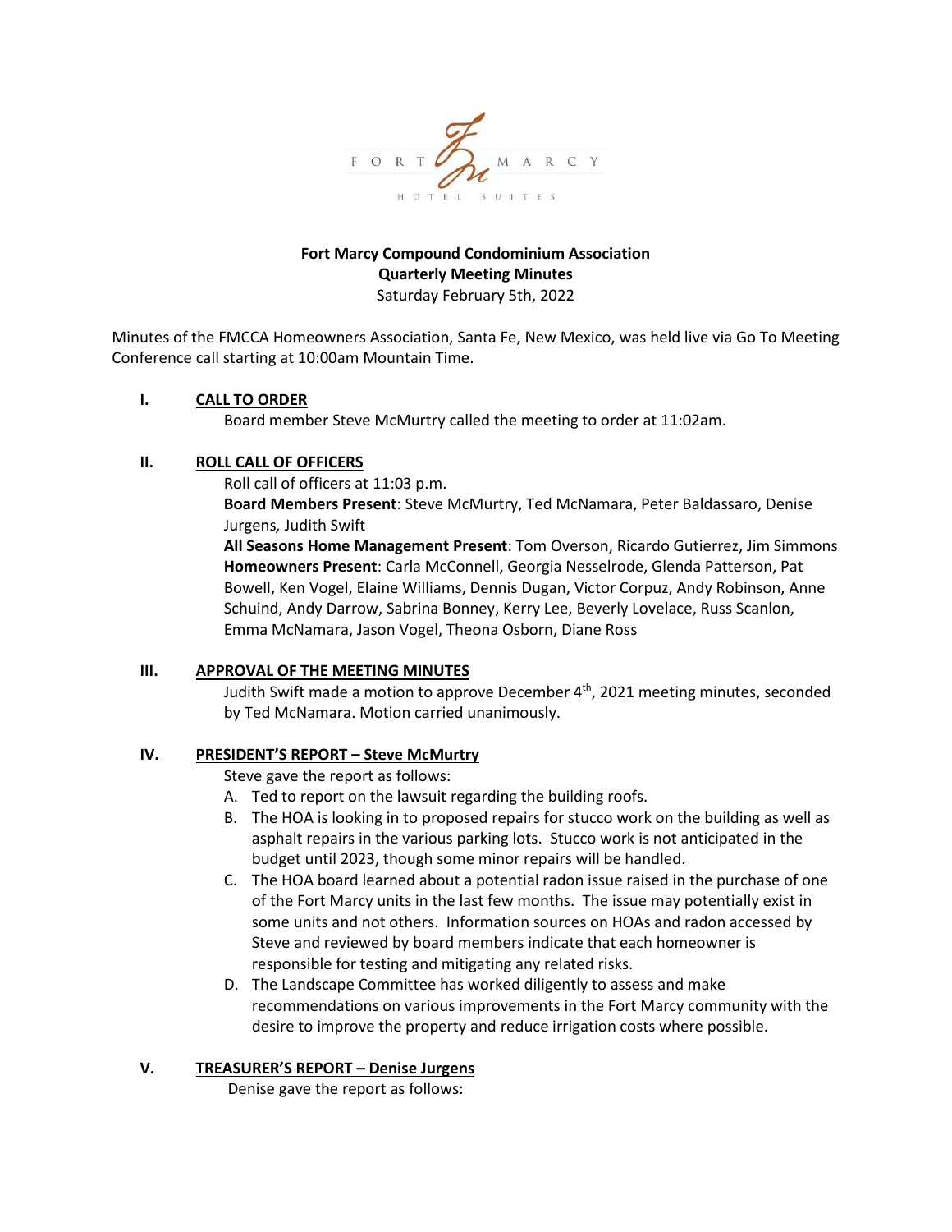FORT MARCY

HOTEL SUITES

**Fort Marcy Compound Condominium Association**
**Quarterly Meeting Minutes**
Saturday February 5th, 2022

Minutes of the FMCCA Homeowners Association, Santa Fe, New Mexico, was held live via Go To Meeting Conference call starting at 10:00am Mountain Time.

## I. CALL TO ORDER

Board member Steve McMurtry called the meeting to order at 11:02am.

## II. ROLL CALL OF OFFICERS

Roll call of officers at 11:03 p.m.

**Board Members Present**: Steve McMurtry, Ted McNamara, Peter Baldassaro, Denise Jurgens, Judith Swift

**All Seasons Home Management Present**: Tom Overson, Ricardo Gutierrez, Jim Simmons

**Homeowners Present**: Carla McConnell, Georgia Nesselrode, Glenda Patterson, Pat Bowell, Ken Vogel, Elaine Williams, Dennis Dugan, Victor Corpuz, Andy Robinson, Anne Schuind, Andy Darrow, Sabrina Bonney, Kerry Lee, Beverly Lovelace, Russ Scanlon, Emma McNamara, Jason Vogel, Theona Osborn, Diane Ross

## III. APPROVAL OF THE MEETING MINUTES

Judith Swift made a motion to approve December 4th, 2021 meeting minutes, seconded by Ted McNamara. Motion carried unanimously.

## IV. PRESIDENT'S REPORT – Steve McMurtry

Steve gave the report as follows:

A. Ted to report on the lawsuit regarding the building roofs.
B. The HOA is looking in to proposed repairs for stucco work on the building as well as asphalt repairs in the various parking lots. Stucco work is not anticipated in the budget until 2023, though some minor repairs will be handled.
C. The HOA board learned about a potential radon issue raised in the purchase of one of the Fort Marcy units in the last few months. The issue may potentially exist in some units and not others. Information sources on HOAs and radon accessed by Steve and reviewed by board members indicate that each homeowner is responsible for testing and mitigating any related risks.
D. The Landscape Committee has worked diligently to assess and make recommendations on various improvements in the Fort Marcy community with the desire to improve the property and reduce irrigation costs where possible.

## V. TREASURER'S REPORT – Denise Jurgens

Denise gave the report as follows: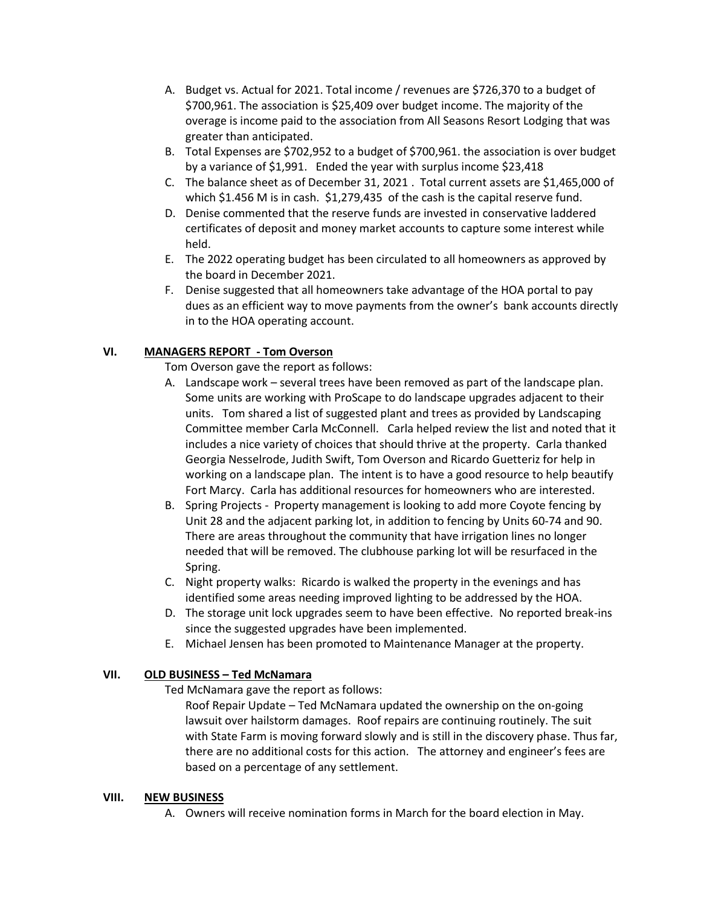A. Budget vs. Actual for 2021. Total income / revenues are $726,370 to a budget of $700,961. The association is $25,409 over budget income. The majority of the overage is income paid to the association from All Seasons Resort Lodging that was greater than anticipated.
B. Total Expenses are $702,952 to a budget of $700,961. the association is over budget by a variance of $1,991. Ended the year with surplus income $23,418
C. The balance sheet as of December 31, 2021 . Total current assets are $1,465,000 of which $1.456 M is in cash. $1,279,435 of the cash is the capital reserve fund.
D. Denise commented that the reserve funds are invested in conservative laddered certificates of deposit and money market accounts to capture some interest while held.
E. The 2022 operating budget has been circulated to all homeowners as approved by the board in December 2021.
F. Denise suggested that all homeowners take advantage of the HOA portal to pay dues as an efficient way to move payments from the owner's bank accounts directly in to the HOA operating account.

## VI. MANAGERS REPORT - Tom Overson

Tom Overson gave the report as follows:

A. Landscape work – several trees have been removed as part of the landscape plan. Some units are working with ProScape to do landscape upgrades adjacent to their units. Tom shared a list of suggested plant and trees as provided by Landscaping Committee member Carla McConnell. Carla helped review the list and noted that it includes a nice variety of choices that should thrive at the property. Carla thanked Georgia Nesselrode, Judith Swift, Tom Overson and Ricardo Guetteriz for help in working on a landscape plan. The intent is to have a good resource to help beautify Fort Marcy. Carla has additional resources for homeowners who are interested.
B. Spring Projects - Property management is looking to add more Coyote fencing by Unit 28 and the adjacent parking lot, in addition to fencing by Units 60-74 and 90. There are areas throughout the community that have irrigation lines no longer needed that will be removed. The clubhouse parking lot will be resurfaced in the Spring.
C. Night property walks: Ricardo is walked the property in the evenings and has identified some areas needing improved lighting to be addressed by the HOA.
D. The storage unit lock upgrades seem to have been effective. No reported break-ins since the suggested upgrades have been implemented.
E. Michael Jensen has been promoted to Maintenance Manager at the property.

## VII. OLD BUSINESS – Ted McNamara

Ted McNamara gave the report as follows:

Roof Repair Update – Ted McNamara updated the ownership on the on-going lawsuit over hailstorm damages. Roof repairs are continuing routinely. The suit with State Farm is moving forward slowly and is still in the discovery phase. Thus far, there are no additional costs for this action. The attorney and engineer's fees are based on a percentage of any settlement.

## VIII. NEW BUSINESS

A. Owners will receive nomination forms in March for the board election in May.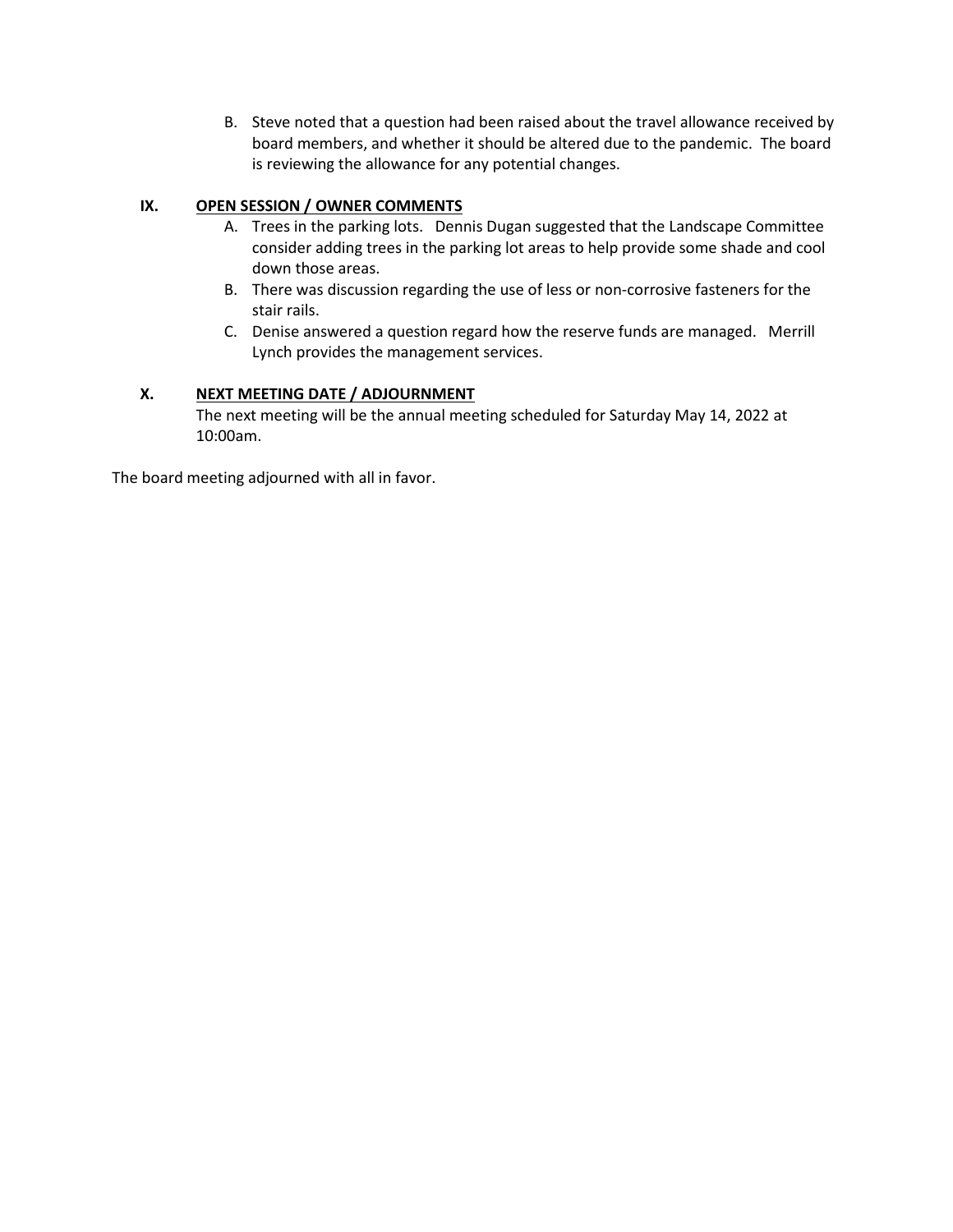B. Steve noted that a question had been raised about the travel allowance received by board members, and whether it should be altered due to the pandemic. The board is reviewing the allowance for any potential changes.

## IX. OPEN SESSION / OWNER COMMENTS

A. Trees in the parking lots. Dennis Dugan suggested that the Landscape Committee consider adding trees in the parking lot areas to help provide some shade and cool down those areas.

B. There was discussion regarding the use of less or non-corrosive fasteners for the stair rails.

C. Denise answered a question regard how the reserve funds are managed. Merrill Lynch provides the management services.

## X. NEXT MEETING DATE / ADJOURNMENT

The next meeting will be the annual meeting scheduled for Saturday May 14, 2022 at 10:00am.

The board meeting adjourned with all in favor.